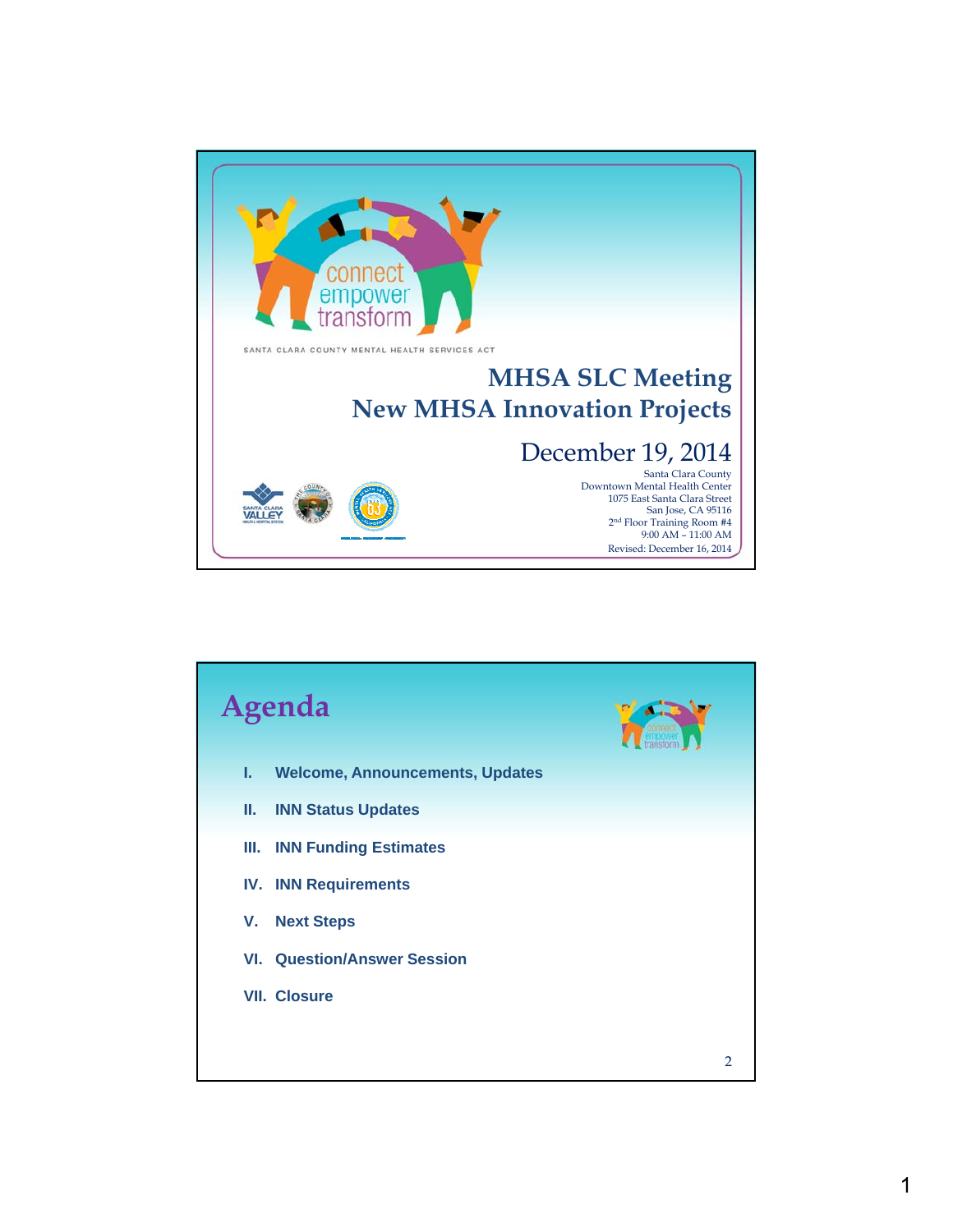connect
empower
transform

SANTA CLARA COUNTY MENTAL HEALTH SERVICES ACT

# MHSA SLC Meeting
# New MHSA Innovation Projects

## December 19, 2014

Santa Clara County
Downtown Mental Health Center
1075 East Santa Clara Street
San Jose, CA 95116
2nd Floor Training Room #4
9:00 AM – 11:00 AM
Revised: December 16, 2014

---

# Agenda

- **I. Welcome, Announcements, Updates**
- **II. INN Status Updates**
- **III. INN Funding Estimates**
- **IV. INN Requirements**
- **V. Next Steps**
- **VI. Question/Answer Session**
- **VII. Closure**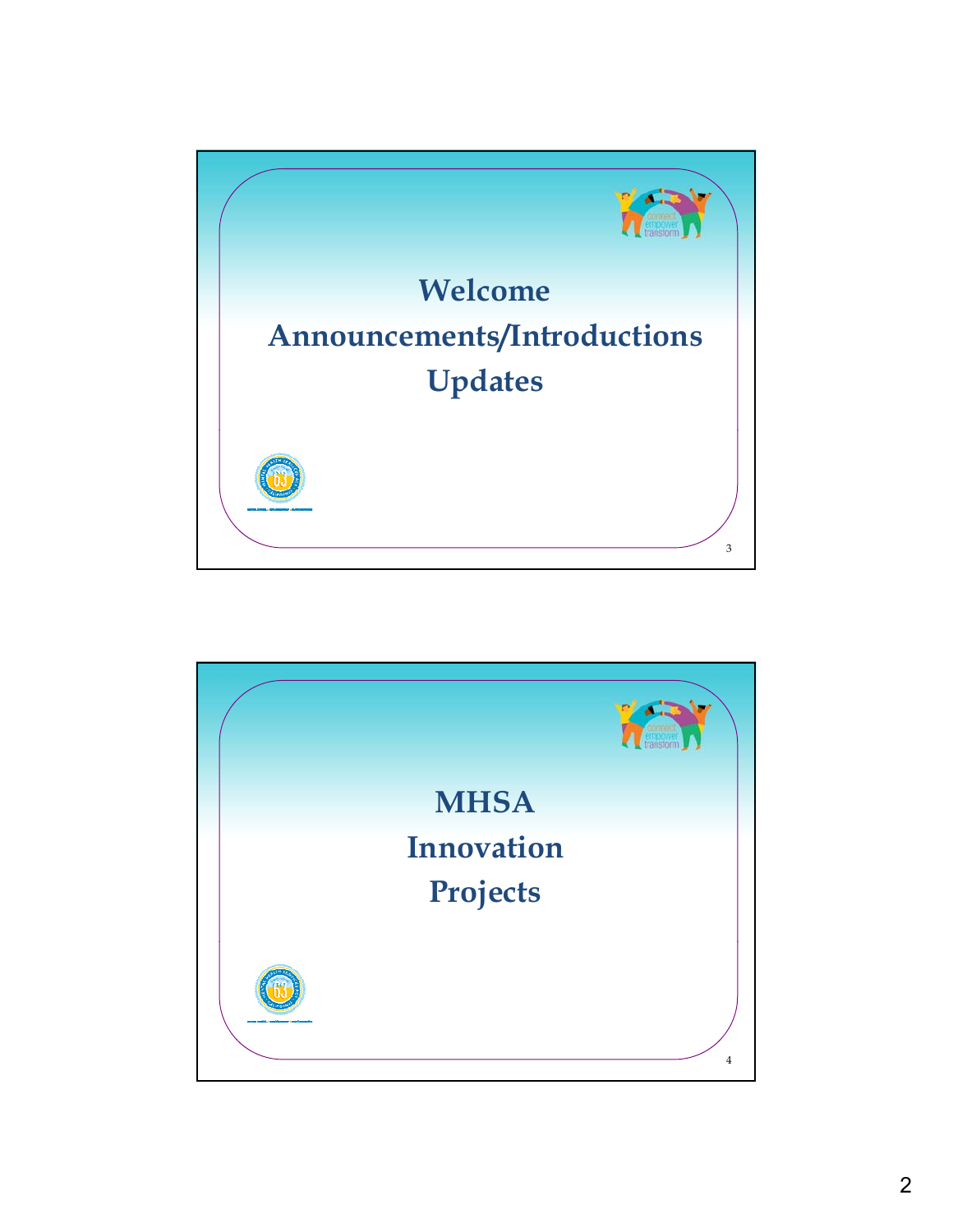## Welcome

## Announcements/Introductions

## Updates

## MHSA

## Innovation

## Projects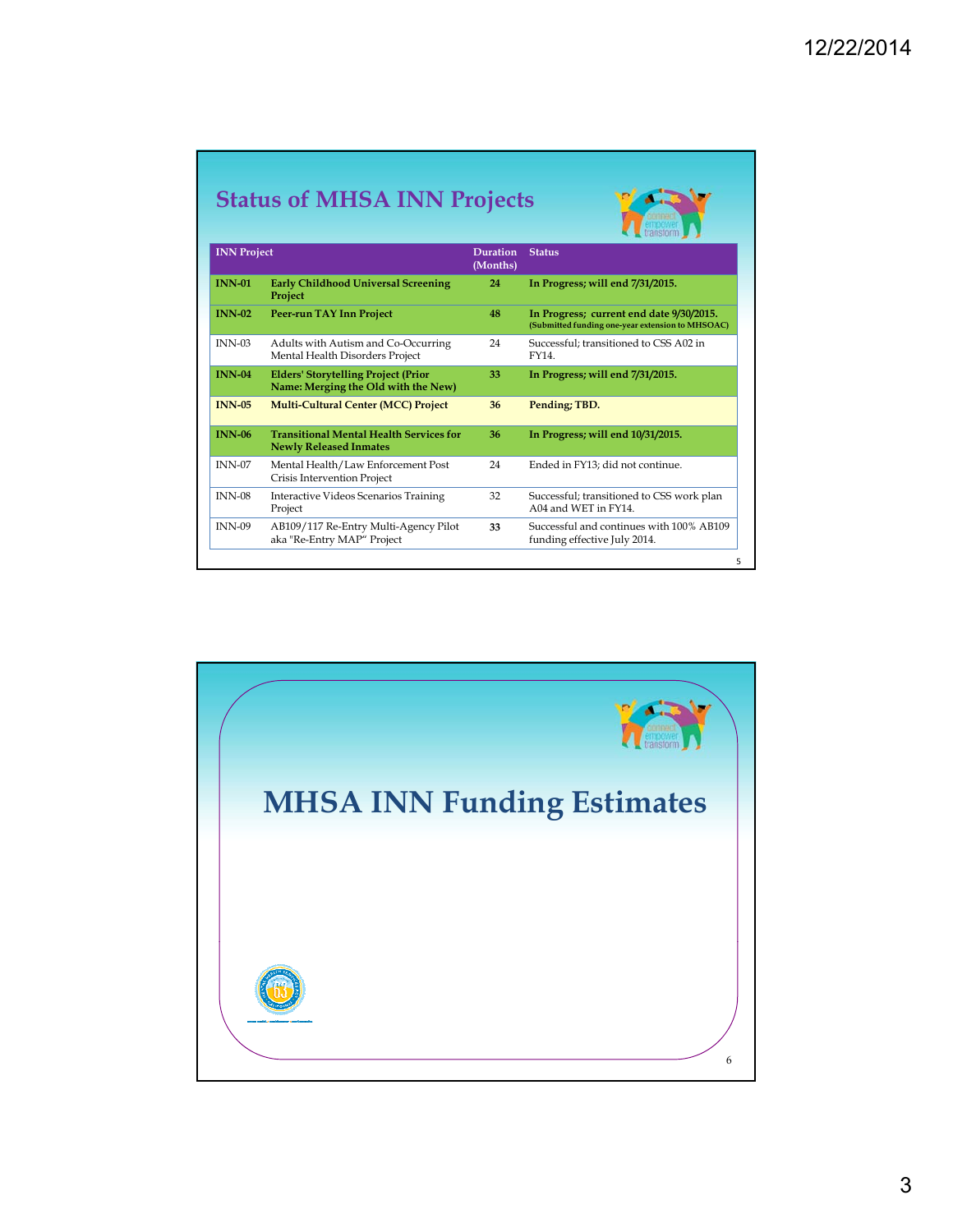## Status of MHSA INN Projects

| INN Project | | Duration (Months) | Status |
|---|---|---|---|
| **INN-01** | **Early Childhood Universal Screening Project** | **24** | **In Progress; will end 7/31/2015.** |
| **INN-02** | **Peer-run TAY Inn Project** | **48** | **In Progress; current end date 9/30/2015. (Submitted funding one-year extension to MHSOAC)** |
| INN-03 | Adults with Autism and Co-Occurring Mental Health Disorders Project | 24 | Successful; transitioned to CSS A02 in FY14. |
| **INN-04** | **Elders' Storytelling Project (Prior Name: Merging the Old with the New)** | **33** | **In Progress; will end 7/31/2015.** |
| **INN-05** | **Multi-Cultural Center (MCC) Project** | **36** | **Pending; TBD.** |
| **INN-06** | **Transitional Mental Health Services for Newly Released Inmates** | **36** | **In Progress; will end 10/31/2015.** |
| INN-07 | Mental Health/Law Enforcement Post Crisis Intervention Project | 24 | Ended in FY13; did not continue. |
| INN-08 | Interactive Videos Scenarios Training Project | 32 | Successful; transitioned to CSS work plan A04 and WET in FY14. |
| INN-09 | AB109/117 Re-Entry Multi-Agency Pilot aka "Re-Entry MAP" Project | **33** | Successful and continues with 100% AB109 funding effective July 2014. |

# MHSA INN Funding Estimates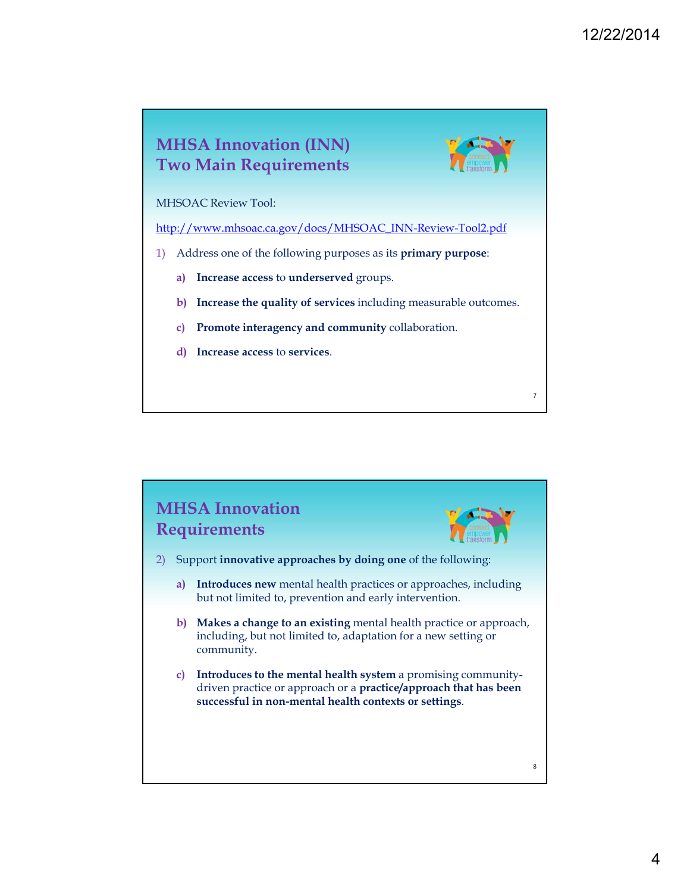## MHSA Innovation (INN) Two Main Requirements

MHSOAC Review Tool:

http://www.mhsoac.ca.gov/docs/MHSOAC_INN-Review-Tool2.pdf

1) Address one of the following purposes as its **primary purpose**:
   a) **Increase access** to **underserved** groups.
   b) **Increase the quality of services** including measurable outcomes.
   c) **Promote interagency and community** collaboration.
   d) **Increase access** to **services**.

## MHSA Innovation Requirements

2) Support **innovative approaches by doing one** of the following:
   a) **Introduces new** mental health practices or approaches, including but not limited to, prevention and early intervention.
   b) **Makes a change to an existing** mental health practice or approach, including, but not limited to, adaptation for a new setting or community.
   c) **Introduces to the mental health system** a promising community-driven practice or approach or a **practice/approach that has been successful in non-mental health contexts or settings**.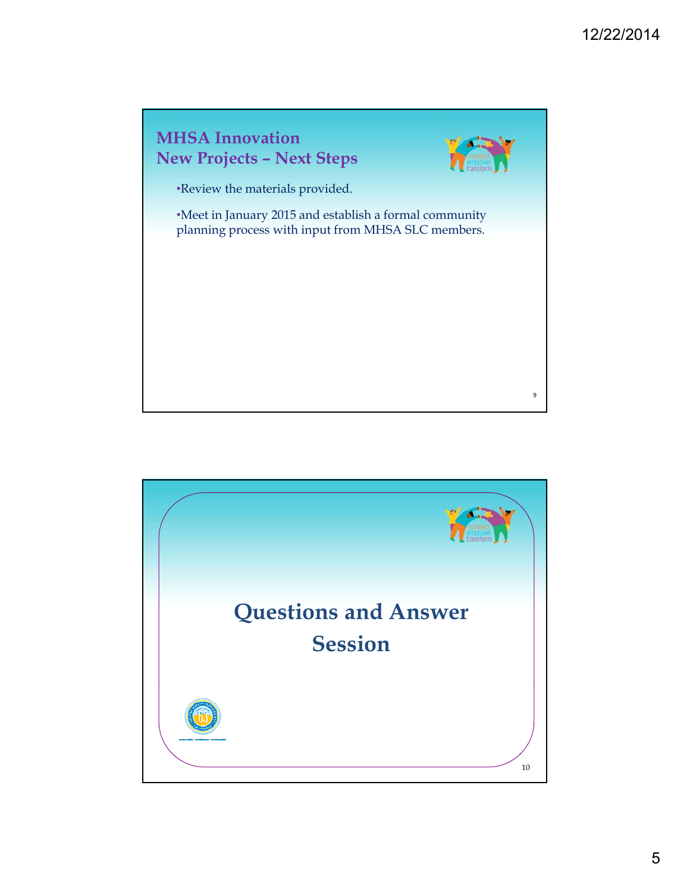## MHSA Innovation
## New Projects – Next Steps

- Review the materials provided.
- Meet in January 2015 and establish a formal community planning process with input from MHSA SLC members.

# Questions and Answer Session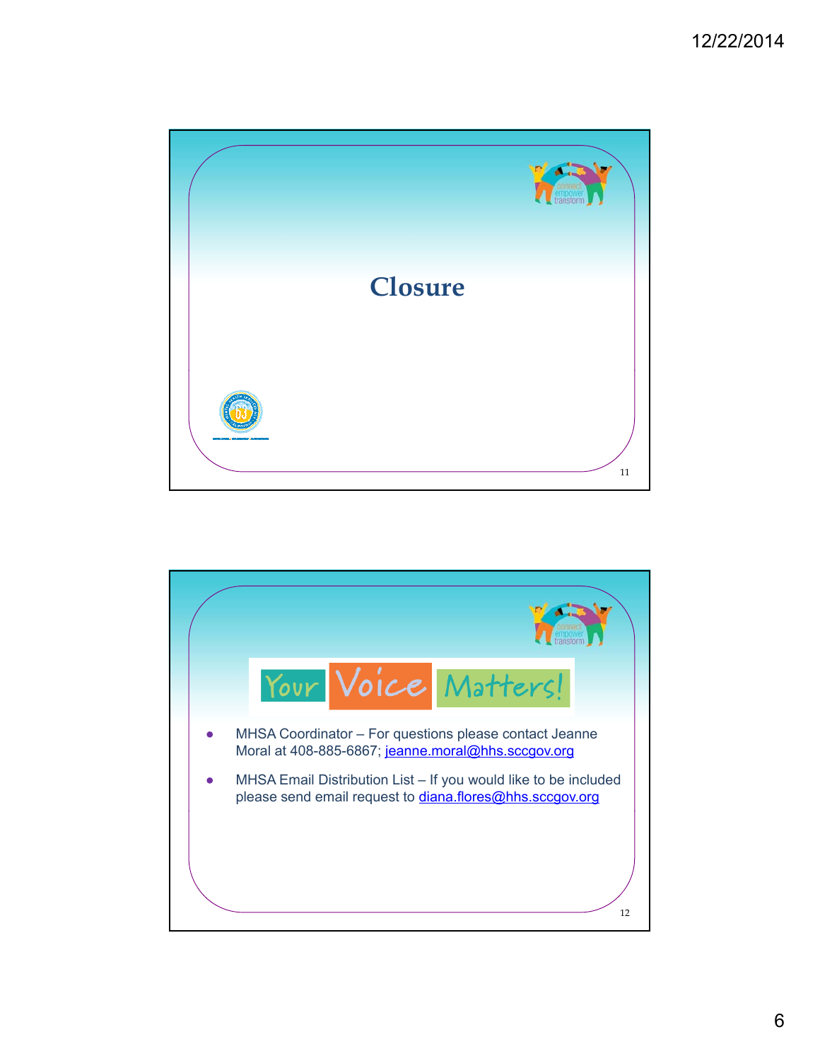# Closure

## Your Voice Matters!

- MHSA Coordinator – For questions please contact Jeanne Moral at 408-885-6867; jeanne.moral@hhs.sccgov.org
- MHSA Email Distribution List – If you would like to be included please send email request to diana.flores@hhs.sccgov.org